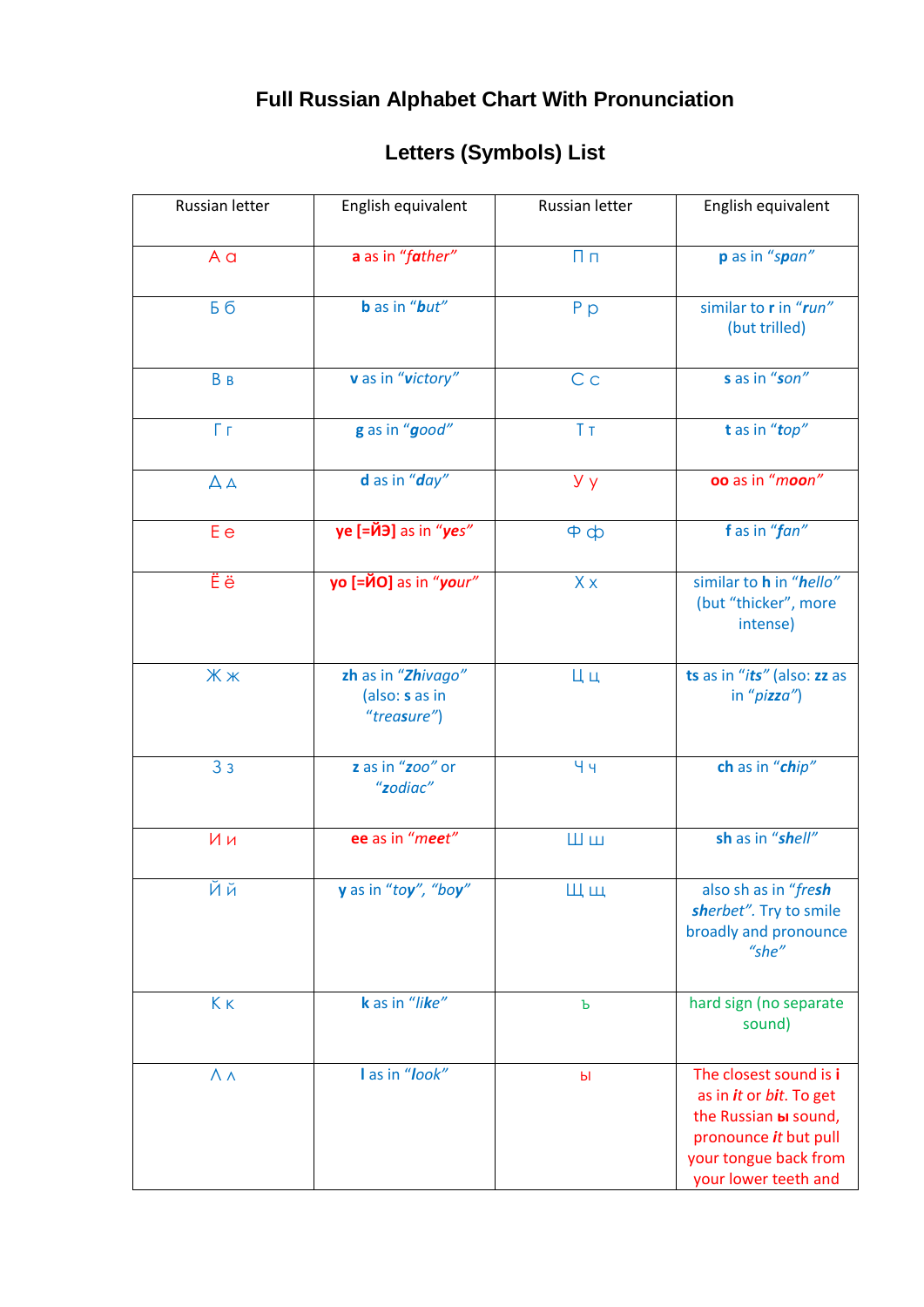# Full Russian Alphabet Chart With Pronunciation

## Letters (Symbols) List

| Russian letter | English equivalent | Russian letter | English equivalent |
|---|---|---|---|
| А а | **a** as in *"f**a**ther"* | П п | **p** as in *"s**p**an"* |
| Б б | **b** as in *"**b**ut"* | Р р | similar to **r** in *"**r**un"* (but trilled) |
| В в | **v** as in *"**v**ictory"* | С с | **s** as in *"**s**on"* |
| Г г | **g** as in *"**g**ood"* | Т т | **t** as in *"**t**op"* |
| Д д | **d** as in *"**d**ay"* | У у | **oo** as in *"m**oo**n"* |
| Е е | **ye [=ЙЭ]** as in *"**ye**s"* | Ф ф | **f** as in *"**f**an"* |
| Ё ё | **yo [=ЙО]** as in *"**yo**ur"* | Х х | similar to **h** in *"**h**ello"* (but "thicker", more intense) |
| Ж ж | **zh** as in *"**Zh**ivago"* (also: **s** as in *"trea**s**ure"*) | Ц ц | **ts** as in *"i**ts**"* (also: **zz** as in *"pi**zz**a"*) |
| З з | **z** as in *"**z**oo"* or *"**z**odiac"* | Ч ч | **ch** as in *"**ch**ip"* |
| И и | **ee** as in *"m**ee**t"* | Ш ш | **sh** as in *"**sh**ell"* |
| Й й | **y** as in *"to**y**", "bo**y**"* | Щ щ | also sh as in *"**fresh sh**erbet"*. Try to smile broadly and pronounce *"she"* |
| К к | **k** as in *"li**k**e"* | ъ | hard sign (no separate sound) |
| Л л | **l** as in *"**l**ook"* | ы | The closest sound is **i** as in ***it*** or ***bit***. To get the Russian **ы** sound, pronounce ***it*** but pull your tongue back from your lower teeth and |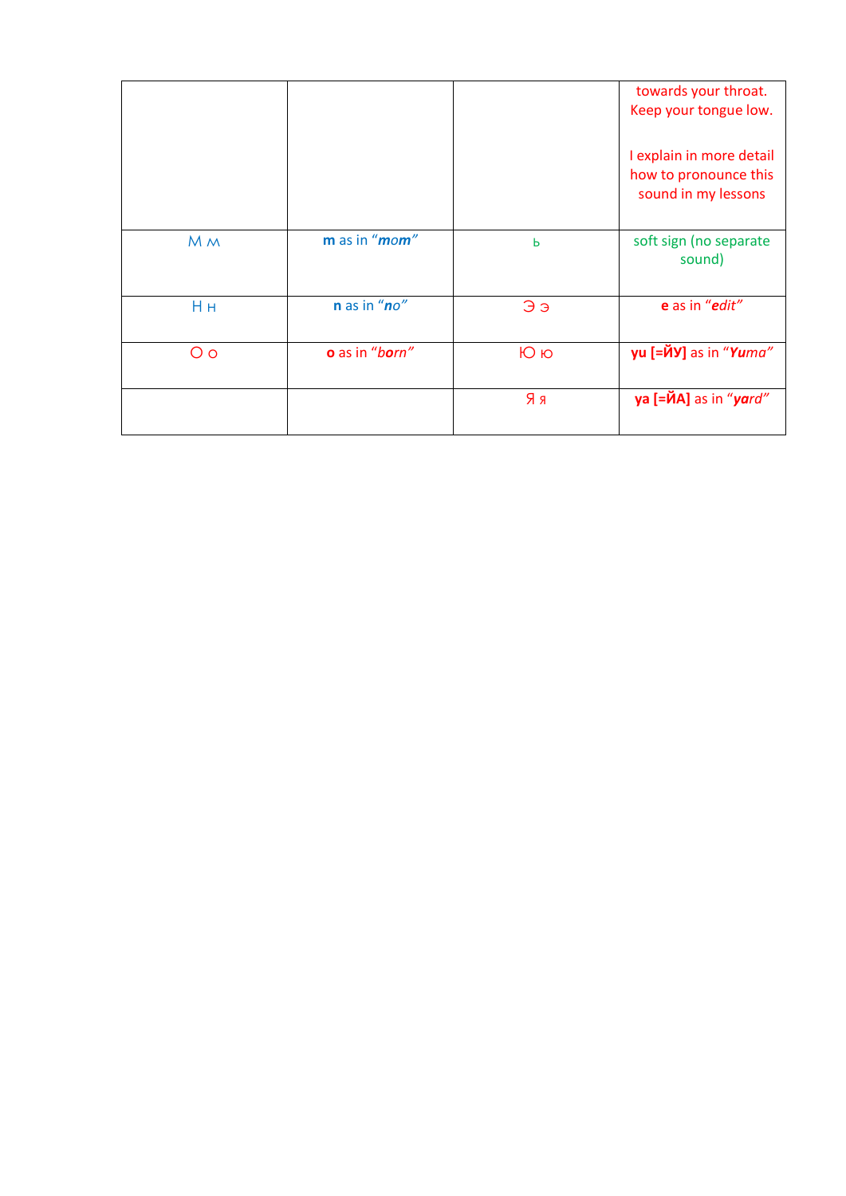| | | | |
|---|---|---|---|
| | | | towards your throat. Keep your tongue low.<br><br>I explain in more detail how to pronounce this sound in my lessons |
| М м | **m** as in “***m**o**m***” | ь | soft sign (no separate sound) |
| Н н | **n** as in “***n**o*” | Э э | **e** as in “***e**dit*” |
| О о | **o** as in “*b**o**rn*” | Ю ю | **yu [=ЙУ]** as in “***Yu**ma*” |
| | | Я я | **ya [=ЙА]** as in “***ya**rd*” |